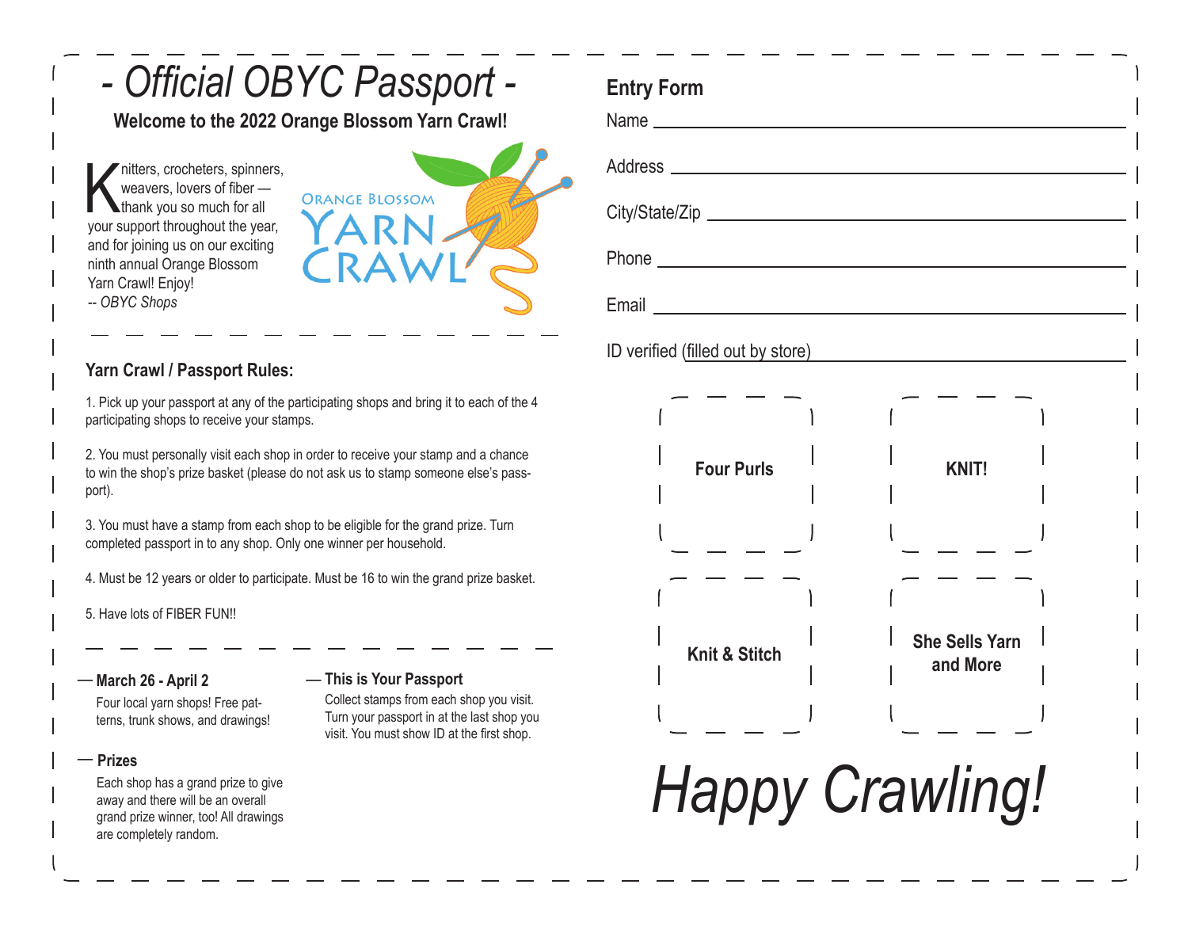# - Official OBYC Passport -

**Welcome to the 2022 Orange Blossom Yarn Crawl!**

Knitters, crocheters, spinners, weavers, lovers of fiber — thank you so much for all your support throughout the year, and for joining us on our exciting ninth annual Orange Blossom Yarn Crawl! Enjoy!
*-- OBYC Shops*

ORANGE BLOSSOM YARN CRAWL

## Yarn Crawl / Passport Rules:

1. Pick up your passport at any of the participating shops and bring it to each of the 4 participating shops to receive your stamps.

2. You must personally visit each shop in order to receive your stamp and a chance to win the shop's prize basket (please do not ask us to stamp someone else's passport).

3. You must have a stamp from each shop to be eligible for the grand prize. Turn completed passport in to any shop. Only one winner per household.

4. Must be 12 years or older to participate. Must be 16 to win the grand prize basket.

5. Have lots of FIBER FUN!!

**— March 26 - April 2**

Four local yarn shops! Free patterns, trunk shows, and drawings!

**— Prizes**

Each shop has a grand prize to give away and there will be an overall grand prize winner, too! All drawings are completely random.

**— This is Your Passport**

Collect stamps from each shop you visit. Turn your passport in at the last shop you visit. You must show ID at the first shop.

## Entry Form

Name ______________________________

Address ______________________________

City/State/Zip ______________________________

Phone ______________________________

Email ______________________________

ID verified (filled out by store) ______________________________

| **Four Purls** | **KNIT!** |
|---|---|
| **Knit & Stitch** | **She Sells Yarn and More** |

*Happy Crawling!*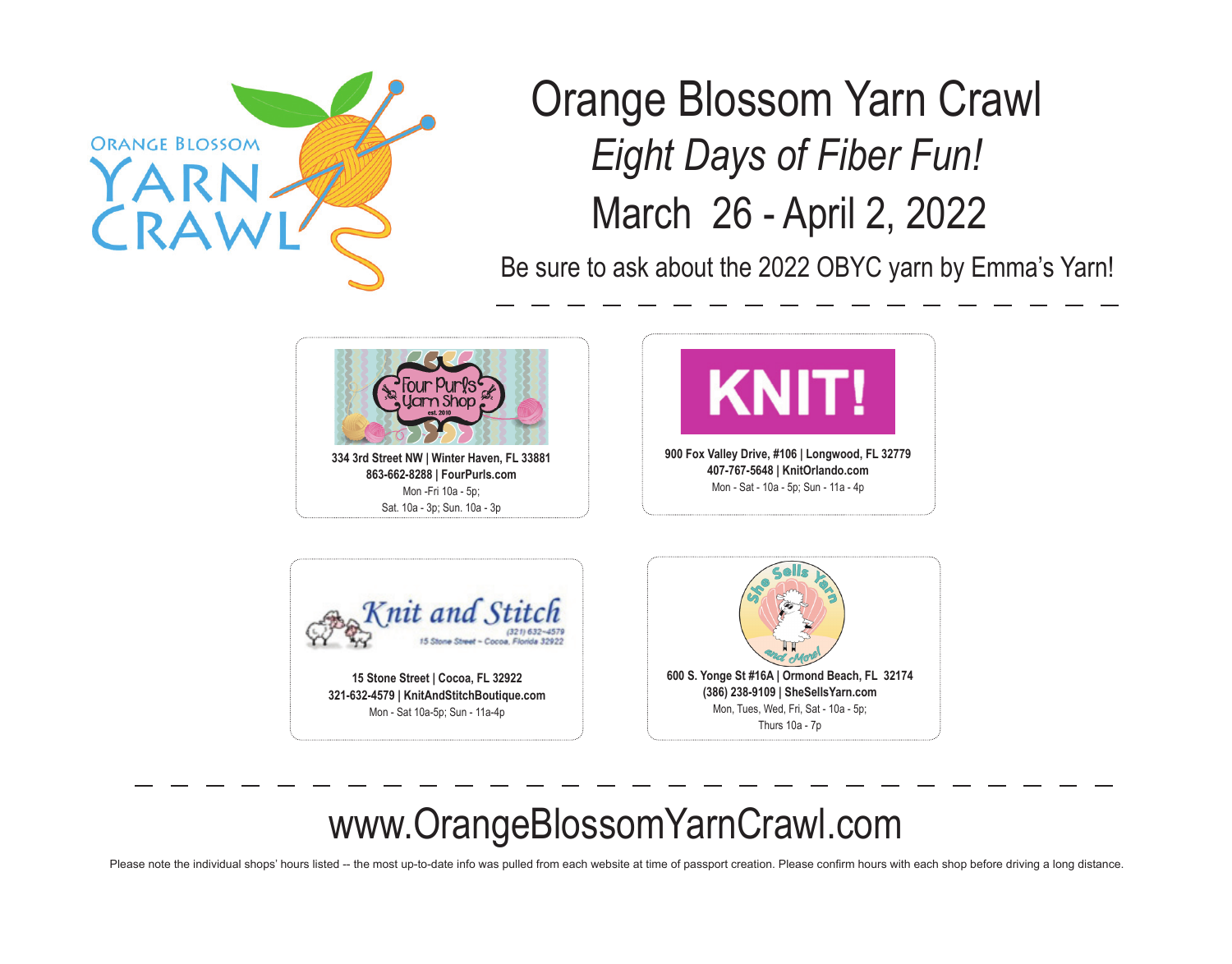# Orange Blossom Yarn Crawl

*Eight Days of Fiber Fun!*

March 26 - April 2, 2022

Be sure to ask about the 2022 OBYC yarn by Emma's Yarn!

**334 3rd Street NW | Winter Haven, FL 33881**
**863-662-8288 | FourPurls.com**
Mon -Fri 10a - 5p;
Sat. 10a - 3p; Sun. 10a - 3p

**900 Fox Valley Drive, #106 | Longwood, FL 32779**
**407-767-5648 | KnitOrlando.com**
Mon - Sat - 10a - 5p; Sun - 11a - 4p

**15 Stone Street | Cocoa, FL 32922**
**321-632-4579 | KnitAndStitchBoutique.com**
Mon - Sat 10a-5p; Sun - 11a-4p

**600 S. Yonge St #16A | Ormond Beach, FL 32174**
**(386) 238-9109 | SheSellsYarn.com**
Mon, Tues, Wed, Fri, Sat - 10a - 5p;
Thurs 10a - 7p

## www.OrangeBlossomYarnCrawl.com

Please note the individual shops' hours listed -- the most up-to-date info was pulled from each website at time of passport creation. Please confirm hours with each shop before driving a long distance.